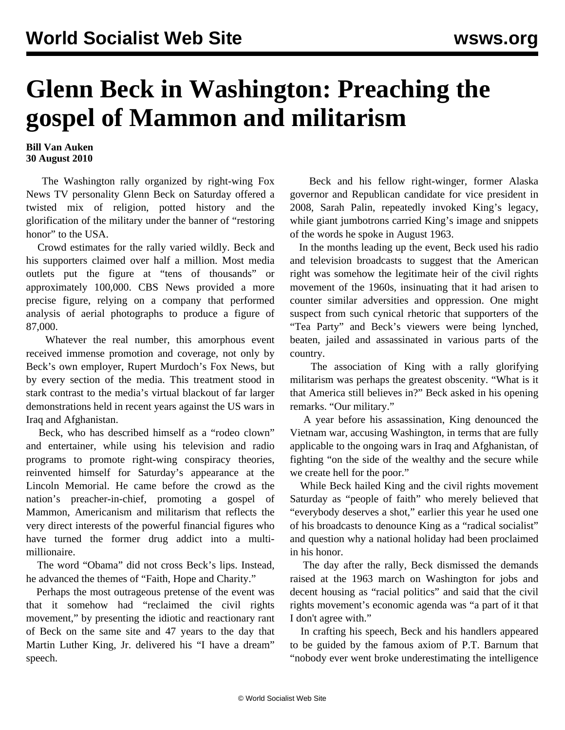# Glenn Beck in Washington: Preaching the gospel of Mammon and militarism

**Bill Van Auken**
**30 August 2010**

The Washington rally organized by right-wing Fox News TV personality Glenn Beck on Saturday offered a twisted mix of religion, potted history and the glorification of the military under the banner of "restoring honor" to the USA.

Crowd estimates for the rally varied wildly. Beck and his supporters claimed over half a million. Most media outlets put the figure at "tens of thousands" or approximately 100,000. CBS News provided a more precise figure, relying on a company that performed analysis of aerial photographs to produce a figure of 87,000.

Whatever the real number, this amorphous event received immense promotion and coverage, not only by Beck's own employer, Rupert Murdoch's Fox News, but by every section of the media. This treatment stood in stark contrast to the media's virtual blackout of far larger demonstrations held in recent years against the US wars in Iraq and Afghanistan.

Beck, who has described himself as a "rodeo clown" and entertainer, while using his television and radio programs to promote right-wing conspiracy theories, reinvented himself for Saturday's appearance at the Lincoln Memorial. He came before the crowd as the nation's preacher-in-chief, promoting a gospel of Mammon, Americanism and militarism that reflects the very direct interests of the powerful financial figures who have turned the former drug addict into a multi-millionaire.

The word "Obama" did not cross Beck's lips. Instead, he advanced the themes of "Faith, Hope and Charity."

Perhaps the most outrageous pretense of the event was that it somehow had "reclaimed the civil rights movement," by presenting the idiotic and reactionary rant of Beck on the same site and 47 years to the day that Martin Luther King, Jr. delivered his "I have a dream" speech.

Beck and his fellow right-winger, former Alaska governor and Republican candidate for vice president in 2008, Sarah Palin, repeatedly invoked King's legacy, while giant jumbotrons carried King's image and snippets of the words he spoke in August 1963.

In the months leading up the event, Beck used his radio and television broadcasts to suggest that the American right was somehow the legitimate heir of the civil rights movement of the 1960s, insinuating that it had arisen to counter similar adversities and oppression. One might suspect from such cynical rhetoric that supporters of the "Tea Party" and Beck's viewers were being lynched, beaten, jailed and assassinated in various parts of the country.

The association of King with a rally glorifying militarism was perhaps the greatest obscenity. "What is it that America still believes in?" Beck asked in his opening remarks. "Our military."

A year before his assassination, King denounced the Vietnam war, accusing Washington, in terms that are fully applicable to the ongoing wars in Iraq and Afghanistan, of fighting "on the side of the wealthy and the secure while we create hell for the poor."

While Beck hailed King and the civil rights movement Saturday as "people of faith" who merely believed that "everybody deserves a shot," earlier this year he used one of his broadcasts to denounce King as a "radical socialist" and question why a national holiday had been proclaimed in his honor.

The day after the rally, Beck dismissed the demands raised at the 1963 march on Washington for jobs and decent housing as "racial politics" and said that the civil rights movement's economic agenda was "a part of it that I don't agree with."

In crafting his speech, Beck and his handlers appeared to be guided by the famous axiom of P.T. Barnum that "nobody ever went broke underestimating the intelligence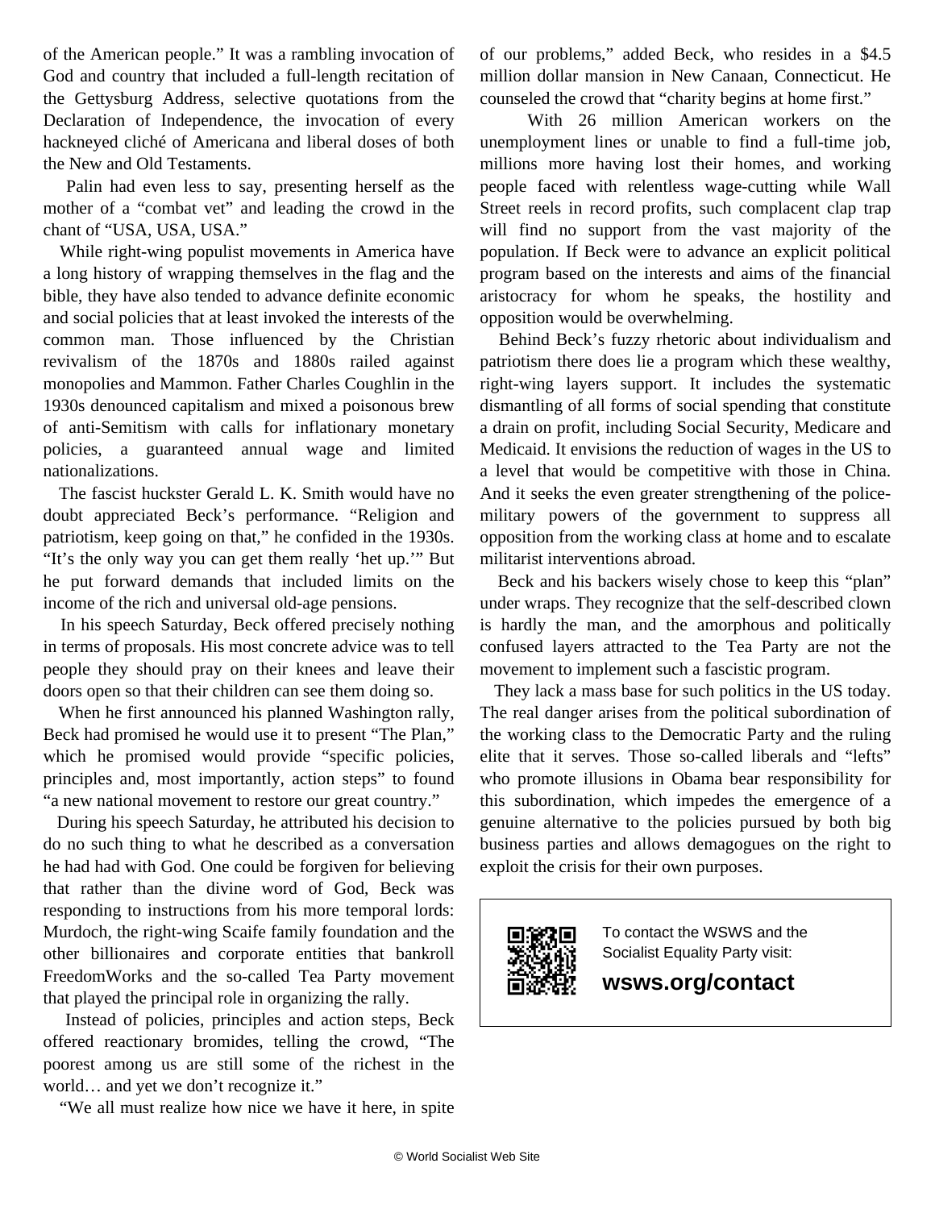of the American people." It was a rambling invocation of God and country that included a full-length recitation of the Gettysburg Address, selective quotations from the Declaration of Independence, the invocation of every hackneyed cliché of Americana and liberal doses of both the New and Old Testaments.

Palin had even less to say, presenting herself as the mother of a "combat vet" and leading the crowd in the chant of "USA, USA, USA."

While right-wing populist movements in America have a long history of wrapping themselves in the flag and the bible, they have also tended to advance definite economic and social policies that at least invoked the interests of the common man. Those influenced by the Christian revivalism of the 1870s and 1880s railed against monopolies and Mammon. Father Charles Coughlin in the 1930s denounced capitalism and mixed a poisonous brew of anti-Semitism with calls for inflationary monetary policies, a guaranteed annual wage and limited nationalizations.

The fascist huckster Gerald L. K. Smith would have no doubt appreciated Beck's performance. "Religion and patriotism, keep going on that," he confided in the 1930s. "It's the only way you can get them really 'het up.'" But he put forward demands that included limits on the income of the rich and universal old-age pensions.

In his speech Saturday, Beck offered precisely nothing in terms of proposals. His most concrete advice was to tell people they should pray on their knees and leave their doors open so that their children can see them doing so.

When he first announced his planned Washington rally, Beck had promised he would use it to present "The Plan," which he promised would provide "specific policies, principles and, most importantly, action steps" to found "a new national movement to restore our great country."

During his speech Saturday, he attributed his decision to do no such thing to what he described as a conversation he had had with God. One could be forgiven for believing that rather than the divine word of God, Beck was responding to instructions from his more temporal lords: Murdoch, the right-wing Scaife family foundation and the other billionaires and corporate entities that bankroll FreedomWorks and the so-called Tea Party movement that played the principal role in organizing the rally.

Instead of policies, principles and action steps, Beck offered reactionary bromides, telling the crowd, "The poorest among us are still some of the richest in the world… and yet we don't recognize it."

"We all must realize how nice we have it here, in spite of our problems," added Beck, who resides in a $4.5 million dollar mansion in New Canaan, Connecticut. He counseled the crowd that "charity begins at home first."

With 26 million American workers on the unemployment lines or unable to find a full-time job, millions more having lost their homes, and working people faced with relentless wage-cutting while Wall Street reels in record profits, such complacent clap trap will find no support from the vast majority of the population. If Beck were to advance an explicit political program based on the interests and aims of the financial aristocracy for whom he speaks, the hostility and opposition would be overwhelming.

Behind Beck's fuzzy rhetoric about individualism and patriotism there does lie a program which these wealthy, right-wing layers support. It includes the systematic dismantling of all forms of social spending that constitute a drain on profit, including Social Security, Medicare and Medicaid. It envisions the reduction of wages in the US to a level that would be competitive with those in China. And it seeks the even greater strengthening of the police-military powers of the government to suppress all opposition from the working class at home and to escalate militarist interventions abroad.

Beck and his backers wisely chose to keep this "plan" under wraps. They recognize that the self-described clown is hardly the man, and the amorphous and politically confused layers attracted to the Tea Party are not the movement to implement such a fascistic program.

They lack a mass base for such politics in the US today. The real danger arises from the political subordination of the working class to the Democratic Party and the ruling elite that it serves. Those so-called liberals and "lefts" who promote illusions in Obama bear responsibility for this subordination, which impedes the emergence of a genuine alternative to the policies pursued by both big business parties and allows demagogues on the right to exploit the crisis for their own purposes.

To contact the WSWS and the Socialist Equality Party visit:

**wsws.org/contact**